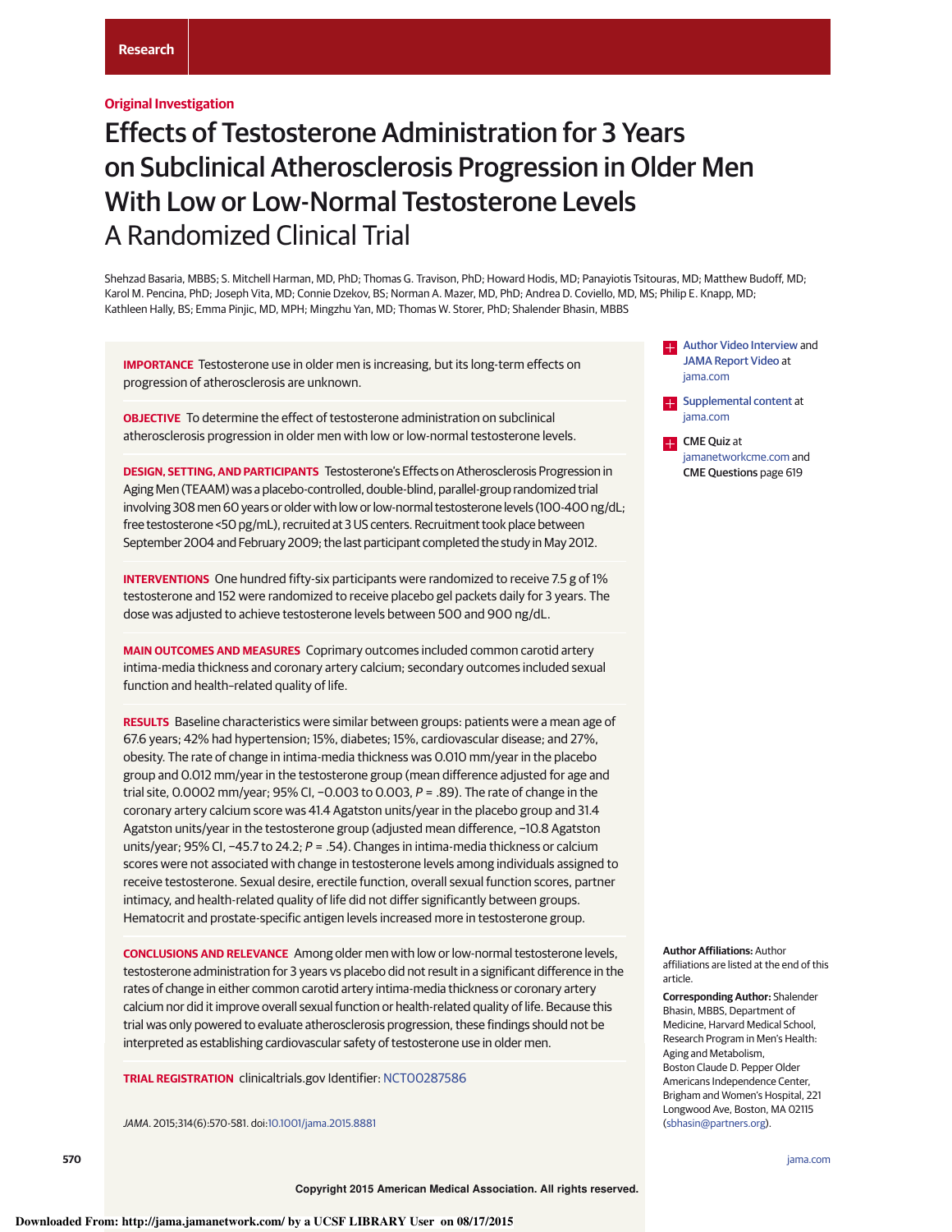Research

**Original Investigation**

# Effects of Testosterone Administration for 3 Years on Subclinical Atherosclerosis Progression in Older Men With Low or Low-Normal Testosterone Levels

## A Randomized Clinical Trial

Shehzad Basaria, MBBS; S. Mitchell Harman, MD, PhD; Thomas G. Travison, PhD; Howard Hodis, MD; Panayiotis Tsitouras, MD; Matthew Budoff, MD; Karol M. Pencina, PhD; Joseph Vita, MD; Connie Dzekov, BS; Norman A. Mazer, MD, PhD; Andrea D. Coviello, MD, MS; Philip E. Knapp, MD; Kathleen Hally, BS; Emma Pinjic, MD, MPH; Mingzhu Yan, MD; Thomas W. Storer, PhD; Shalender Bhasin, MBBS

**IMPORTANCE** Testosterone use in older men is increasing, but its long-term effects on progression of atherosclerosis are unknown.

**OBJECTIVE** To determine the effect of testosterone administration on subclinical atherosclerosis progression in older men with low or low-normal testosterone levels.

**DESIGN, SETTING, AND PARTICIPANTS** Testosterone's Effects on Atherosclerosis Progression in Aging Men (TEAAM) was a placebo-controlled, double-blind, parallel-group randomized trial involving 308 men 60 years or older with low or low-normal testosterone levels (100-400 ng/dL; free testosterone <50 pg/mL), recruited at 3 US centers. Recruitment took place between September 2004 and February 2009; the last participant completed the study in May 2012.

**INTERVENTIONS** One hundred fifty-six participants were randomized to receive 7.5 g of 1% testosterone and 152 were randomized to receive placebo gel packets daily for 3 years. The dose was adjusted to achieve testosterone levels between 500 and 900 ng/dL.

**MAIN OUTCOMES AND MEASURES** Coprimary outcomes included common carotid artery intima-media thickness and coronary artery calcium; secondary outcomes included sexual function and health-related quality of life.

**RESULTS** Baseline characteristics were similar between groups: patients were a mean age of 67.6 years; 42% had hypertension; 15%, diabetes; 15%, cardiovascular disease; and 27%, obesity. The rate of change in intima-media thickness was 0.010 mm/year in the placebo group and 0.012 mm/year in the testosterone group (mean difference adjusted for age and trial site, 0.0002 mm/year; 95% CI, −0.003 to 0.003, *P* = .89). The rate of change in the coronary artery calcium score was 41.4 Agatston units/year in the placebo group and 31.4 Agatston units/year in the testosterone group (adjusted mean difference, −10.8 Agatston units/year; 95% CI, −45.7 to 24.2; *P* = .54). Changes in intima-media thickness or calcium scores were not associated with change in testosterone levels among individuals assigned to receive testosterone. Sexual desire, erectile function, overall sexual function scores, partner intimacy, and health-related quality of life did not differ significantly between groups. Hematocrit and prostate-specific antigen levels increased more in testosterone group.

**CONCLUSIONS AND RELEVANCE** Among older men with low or low-normal testosterone levels, testosterone administration for 3 years vs placebo did not result in a significant difference in the rates of change in either common carotid artery intima-media thickness or coronary artery calcium nor did it improve overall sexual function or health-related quality of life. Because this trial was only powered to evaluate atherosclerosis progression, these findings should not be interpreted as establishing cardiovascular safety of testosterone use in older men.

**TRIAL REGISTRATION** clinicaltrials.gov Identifier: NCT00287586

*JAMA*. 2015;314(6):570-581. doi:10.1001/jama.2015.8881

Author Video Interview and JAMA Report Video at jama.com

Supplemental content at jama.com

CME Quiz at jamanetworkcme.com and CME Questions page 619

**Author Affiliations:** Author affiliations are listed at the end of this article.

**Corresponding Author:** Shalender Bhasin, MBBS, Department of Medicine, Harvard Medical School, Research Program in Men's Health: Aging and Metabolism, Boston Claude D. Pepper Older Americans Independence Center, Brigham and Women's Hospital, 221 Longwood Ave, Boston, MA 02115 (sbhasin@partners.org).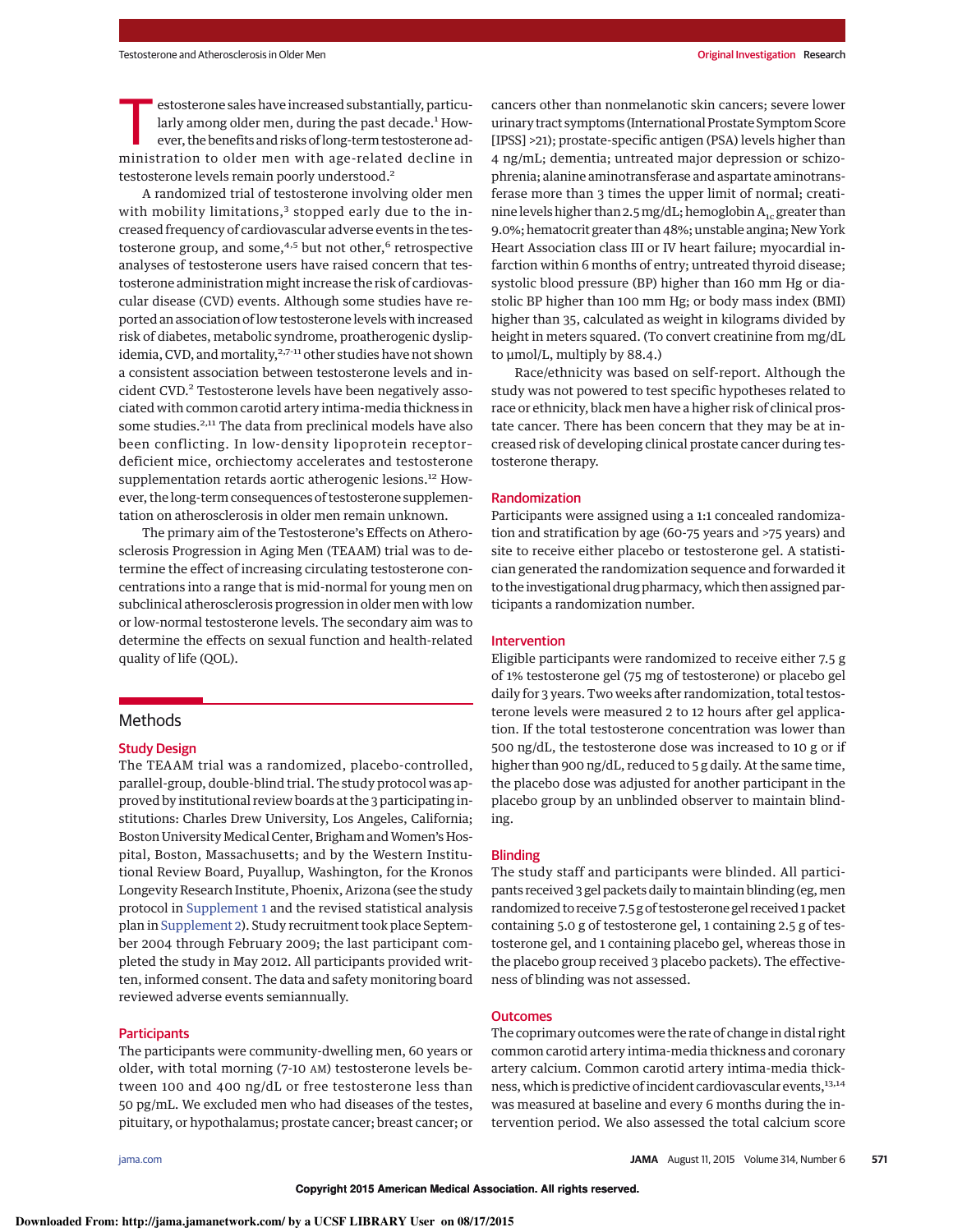Testosterone sales have increased substantially, particularly among older men, during the past decade.[1] However, the benefits and risks of long-term testosterone administration to older men with age-related decline in testosterone levels remain poorly understood.[2]

A randomized trial of testosterone involving older men with mobility limitations,[3] stopped early due to the increased frequency of cardiovascular adverse events in the testosterone group, and some,[4,5] but not other,[6] retrospective analyses of testosterone users have raised concern that testosterone administration might increase the risk of cardiovascular disease (CVD) events. Although some studies have reported an association of low testosterone levels with increased risk of diabetes, metabolic syndrome, proatherogenic dyslipidemia, CVD, and mortality,[2,7-11] other studies have not shown a consistent association between testosterone levels and incident CVD.[2] Testosterone levels have been negatively associated with common carotid artery intima-media thickness in some studies.[2,11] The data from preclinical models have also been conflicting. In low-density lipoprotein receptor-deficient mice, orchiectomy accelerates and testosterone supplementation retards aortic atherogenic lesions.[12] However, the long-term consequences of testosterone supplementation on atherosclerosis in older men remain unknown.

The primary aim of the Testosterone's Effects on Atherosclerosis Progression in Aging Men (TEAAM) trial was to determine the effect of increasing circulating testosterone concentrations into a range that is mid-normal for young men on subclinical atherosclerosis progression in older men with low or low-normal testosterone levels. The secondary aim was to determine the effects on sexual function and health-related quality of life (QOL).

## Methods

### Study Design

The TEAAM trial was a randomized, placebo-controlled, parallel-group, double-blind trial. The study protocol was approved by institutional review boards at the 3 participating institutions: Charles Drew University, Los Angeles, California; Boston University Medical Center, Brigham and Women's Hospital, Boston, Massachusetts; and by the Western Institutional Review Board, Puyallup, Washington, for the Kronos Longevity Research Institute, Phoenix, Arizona (see the study protocol in Supplement 1 and the revised statistical analysis plan in Supplement 2). Study recruitment took place September 2004 through February 2009; the last participant completed the study in May 2012. All participants provided written, informed consent. The data and safety monitoring board reviewed adverse events semiannually.

### Participants

The participants were community-dwelling men, 60 years or older, with total morning (7-10 AM) testosterone levels between 100 and 400 ng/dL or free testosterone less than 50 pg/mL. We excluded men who had diseases of the testes, pituitary, or hypothalamus; prostate cancer; breast cancer; or cancers other than nonmelanotic skin cancers; severe lower urinary tract symptoms (International Prostate Symptom Score [IPSS] >21); prostate-specific antigen (PSA) levels higher than 4 ng/mL; dementia; untreated major depression or schizophrenia; alanine aminotransferase and aspartate aminotransferase more than 3 times the upper limit of normal; creatinine levels higher than 2.5 mg/dL; hemoglobin $A_{1c}$ greater than 9.0%; hematocrit greater than 48%; unstable angina; New York Heart Association class III or IV heart failure; myocardial infarction within 6 months of entry; untreated thyroid disease; systolic blood pressure (BP) higher than 160 mm Hg or diastolic BP higher than 100 mm Hg; or body mass index (BMI) higher than 35, calculated as weight in kilograms divided by height in meters squared. (To convert creatinine from mg/dL to μmol/L, multiply by 88.4.)

Race/ethnicity was based on self-report. Although the study was not powered to test specific hypotheses related to race or ethnicity, black men have a higher risk of clinical prostate cancer. There has been concern that they may be at increased risk of developing clinical prostate cancer during testosterone therapy.

### Randomization

Participants were assigned using a 1:1 concealed randomization and stratification by age (60-75 years and >75 years) and site to receive either placebo or testosterone gel. A statistician generated the randomization sequence and forwarded it to the investigational drug pharmacy, which then assigned participants a randomization number.

### Intervention

Eligible participants were randomized to receive either 7.5 g of 1% testosterone gel (75 mg of testosterone) or placebo gel daily for 3 years. Two weeks after randomization, total testosterone levels were measured 2 to 12 hours after gel application. If the total testosterone concentration was lower than 500 ng/dL, the testosterone dose was increased to 10 g or if higher than 900 ng/dL, reduced to 5 g daily. At the same time, the placebo dose was adjusted for another participant in the placebo group by an unblinded observer to maintain blinding.

### Blinding

The study staff and participants were blinded. All participants received 3 gel packets daily to maintain blinding (eg, men randomized to receive 7.5 g of testosterone gel received 1 packet containing 5.0 g of testosterone gel, 1 containing 2.5 g of testosterone gel, and 1 containing placebo gel, whereas those in the placebo group received 3 placebo packets). The effectiveness of blinding was not assessed.

### Outcomes

The coprimary outcomes were the rate of change in distal right common carotid artery intima-media thickness and coronary artery calcium. Common carotid artery intima-media thickness, which is predictive of incident cardiovascular events,[13,14] was measured at baseline and every 6 months during the intervention period. We also assessed the total calcium score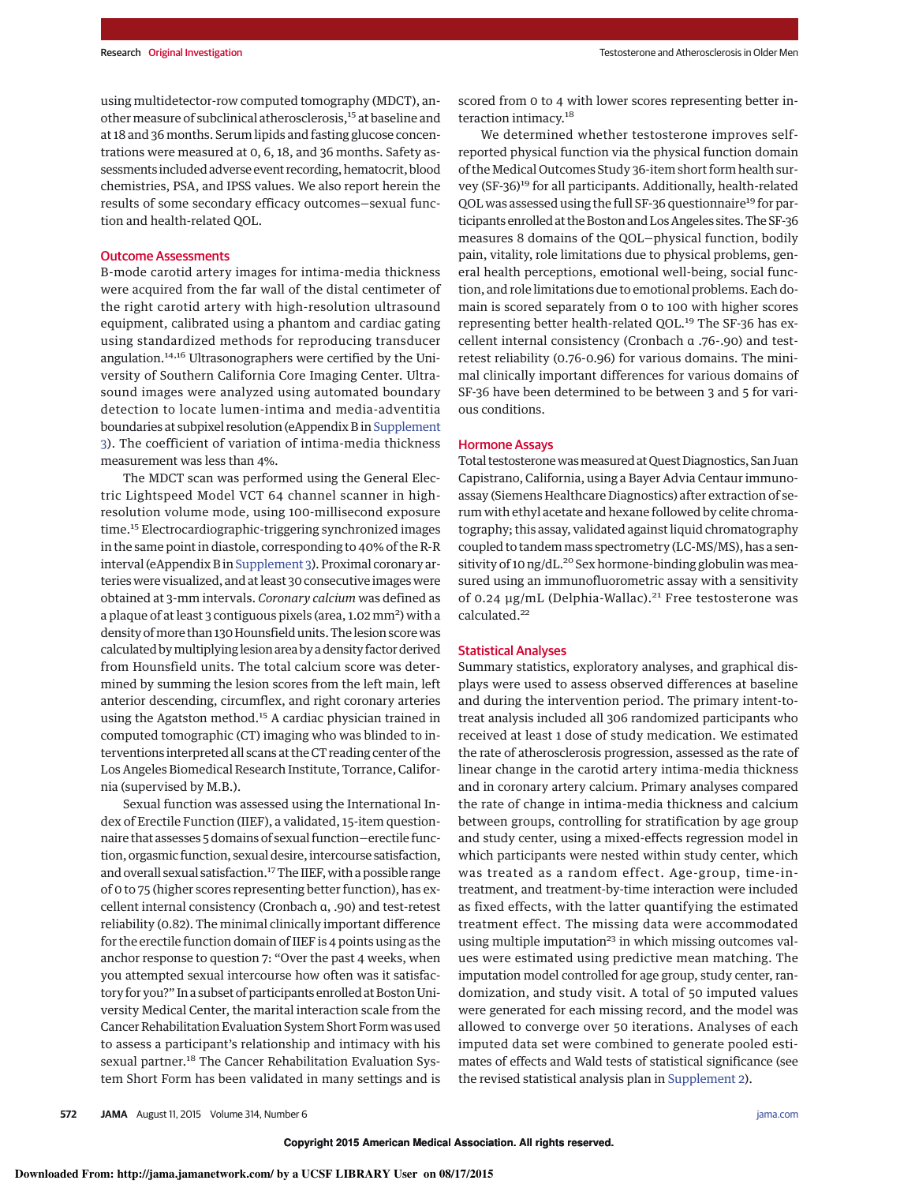using multidetector-row computed tomography (MDCT), another measure of subclinical atherosclerosis,[15] at baseline and at 18 and 36 months. Serum lipids and fasting glucose concentrations were measured at 0, 6, 18, and 36 months. Safety assessments included adverse event recording, hematocrit, blood chemistries, PSA, and IPSS values. We also report herein the results of some secondary efficacy outcomes—sexual function and health-related QOL.

## Outcome Assessments

B-mode carotid artery images for intima-media thickness were acquired from the far wall of the distal centimeter of the right carotid artery with high-resolution ultrasound equipment, calibrated using a phantom and cardiac gating using standardized methods for reproducing transducer angulation.[14,16] Ultrasonographers were certified by the University of Southern California Core Imaging Center. Ultrasound images were analyzed using automated boundary detection to locate lumen-intima and media-adventitia boundaries at subpixel resolution (eAppendix B in Supplement 3). The coefficient of variation of intima-media thickness measurement was less than 4%.

The MDCT scan was performed using the General Electric Lightspeed Model VCT 64 channel scanner in high-resolution volume mode, using 100-millisecond exposure time.[15] Electrocardiographic-triggering synchronized images in the same point in diastole, corresponding to 40% of the R-R interval (eAppendix B in Supplement 3). Proximal coronary arteries were visualized, and at least 30 consecutive images were obtained at 3-mm intervals. *Coronary calcium* was defined as a plaque of at least 3 contiguous pixels (area, 1.02 $mm^2$) with a density of more than 130 Hounsfield units. The lesion score was calculated by multiplying lesion area by a density factor derived from Hounsfield units. The total calcium score was determined by summing the lesion scores from the left main, left anterior descending, circumflex, and right coronary arteries using the Agatston method.[15] A cardiac physician trained in computed tomographic (CT) imaging who was blinded to interventions interpreted all scans at the CT reading center of the Los Angeles Biomedical Research Institute, Torrance, California (supervised by M.B.).

Sexual function was assessed using the International Index of Erectile Function (IIEF), a validated, 15-item questionnaire that assesses 5 domains of sexual function—erectile function, orgasmic function, sexual desire, intercourse satisfaction, and overall sexual satisfaction.[17] The IIEF, with a possible range of 0 to 75 (higher scores representing better function), has excellent internal consistency (Cronbach α, .90) and test-retest reliability (0.82). The minimal clinically important difference for the erectile function domain of IIEF is 4 points using as the anchor response to question 7: "Over the past 4 weeks, when you attempted sexual intercourse how often was it satisfactory for you?" In a subset of participants enrolled at Boston University Medical Center, the marital interaction scale from the Cancer Rehabilitation Evaluation System Short Form was used to assess a participant's relationship and intimacy with his sexual partner.[18] The Cancer Rehabilitation Evaluation System Short Form has been validated in many settings and is scored from 0 to 4 with lower scores representing better interaction intimacy.[18]

We determined whether testosterone improves self-reported physical function via the physical function domain of the Medical Outcomes Study 36-item short form health survey (SF-36)[19] for all participants. Additionally, health-related QOL was assessed using the full SF-36 questionnaire[19] for participants enrolled at the Boston and Los Angeles sites. The SF-36 measures 8 domains of the QOL—physical function, bodily pain, vitality, role limitations due to physical problems, general health perceptions, emotional well-being, social function, and role limitations due to emotional problems. Each domain is scored separately from 0 to 100 with higher scores representing better health-related QOL.[19] The SF-36 has excellent internal consistency (Cronbach α .76-.90) and test-retest reliability (0.76-0.96) for various domains. The minimal clinically important differences for various domains of SF-36 have been determined to be between 3 and 5 for various conditions.

## Hormone Assays

Total testosterone was measured at Quest Diagnostics, San Juan Capistrano, California, using a Bayer Advia Centaur immunoassay (Siemens Healthcare Diagnostics) after extraction of serum with ethyl acetate and hexane followed by celite chromatography; this assay, validated against liquid chromatography coupled to tandem mass spectrometry (LC-MS/MS), has a sensitivity of 10 ng/dL.[20] Sex hormone-binding globulin was measured using an immunofluorometric assay with a sensitivity of 0.24 µg/mL (Delphia-Wallac).[21] Free testosterone was calculated.[22]

## Statistical Analyses

Summary statistics, exploratory analyses, and graphical displays were used to assess observed differences at baseline and during the intervention period. The primary intent-to-treat analysis included all 306 randomized participants who received at least 1 dose of study medication. We estimated the rate of atherosclerosis progression, assessed as the rate of linear change in the carotid artery intima-media thickness and in coronary artery calcium. Primary analyses compared the rate of change in intima-media thickness and calcium between groups, controlling for stratification by age group and study center, using a mixed-effects regression model in which participants were nested within study center, which was treated as a random effect. Age-group, time-in-treatment, and treatment-by-time interaction were included as fixed effects, with the latter quantifying the estimated treatment effect. The missing data were accommodated using multiple imputation[23] in which missing outcomes values were estimated using predictive mean matching. The imputation model controlled for age group, study center, randomization, and study visit. A total of 50 imputed values were generated for each missing record, and the model was allowed to converge over 50 iterations. Analyses of each imputed data set were combined to generate pooled estimates of effects and Wald tests of statistical significance (see the revised statistical analysis plan in Supplement 2).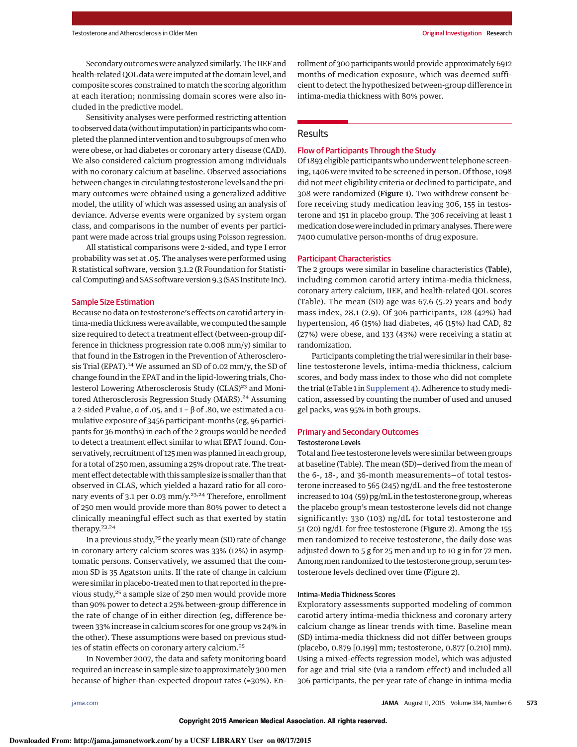Secondary outcomes were analyzed similarly. The IIEF and health-related QOL data were imputed at the domain level, and composite scores constrained to match the scoring algorithm at each iteration; nonmissing domain scores were also included in the predictive model.

Sensitivity analyses were performed restricting attention to observed data (without imputation) in participants who completed the planned intervention and to subgroups of men who were obese, or had diabetes or coronary artery disease (CAD). We also considered calcium progression among individuals with no coronary calcium at baseline. Observed associations between changes in circulating testosterone levels and the primary outcomes were obtained using a generalized additive model, the utility of which was assessed using an analysis of deviance. Adverse events were organized by system organ class, and comparisons in the number of events per participant were made across trial groups using Poisson regression.

All statistical comparisons were 2-sided, and type I error probability was set at .05. The analyses were performed using R statistical software, version 3.1.2 (R Foundation for Statistical Computing) and SAS software version 9.3 (SAS Institute Inc).

### Sample Size Estimation

Because no data on testosterone's effects on carotid artery intima-media thickness were available, we computed the sample size required to detect a treatment effect (between-group difference in thickness progression rate 0.008 mm/y) similar to that found in the Estrogen in the Prevention of Atherosclerosis Trial (EPAT).[14] We assumed an SD of 0.02 mm/y, the SD of change found in the EPAT and in the lipid-lowering trials, Cholesterol Lowering Atherosclerosis Study (CLAS)[23] and Monitored Atherosclerosis Regression Study (MARS).[24] Assuming a 2-sided *P* value, α of .05, and 1 − β of .80, we estimated a cumulative exposure of 3456 participant-months (eg, 96 participants for 36 months) in each of the 2 groups would be needed to detect a treatment effect similar to what EPAT found. Conservatively, recruitment of 125 men was planned in each group, for a total of 250 men, assuming a 25% dropout rate. The treatment effect detectable with this sample size is smaller than that observed in CLAS, which yielded a hazard ratio for all coronary events of 3.1 per 0.03 mm/y.[23,24] Therefore, enrollment of 250 men would provide more than 80% power to detect a clinically meaningful effect such as that exerted by statin therapy.[23,24]

In a previous study,[25] the yearly mean (SD) rate of change in coronary artery calcium scores was 33% (12%) in asymptomatic persons. Conservatively, we assumed that the common SD is 35 Agatston units. If the rate of change in calcium were similar in placebo-treated men to that reported in the previous study,[25] a sample size of 250 men would provide more than 90% power to detect a 25% between-group difference in the rate of change of in either direction (eg, difference between 33% increase in calcium scores for one group vs 24% in the other). These assumptions were based on previous studies of statin effects on coronary artery calcium.[25]

In November 2007, the data and safety monitoring board required an increase in sample size to approximately 300 men because of higher-than-expected dropout rates (≈30%). Enrollment of 300 participants would provide approximately 6912 months of medication exposure, which was deemed sufficient to detect the hypothesized between-group difference in intima-media thickness with 80% power.

## Results

### Flow of Participants Through the Study

Of 1893 eligible participants who underwent telephone screening, 1406 were invited to be screened in person. Of those, 1098 did not meet eligibility criteria or declined to participate, and 308 were randomized (**Figure 1**). Two withdrew consent before receiving study medication leaving 306, 155 in testosterone and 151 in placebo group. The 306 receiving at least 1 medication dose were included in primary analyses. There were 7400 cumulative person-months of drug exposure.

### Participant Characteristics

The 2 groups were similar in baseline characteristics (**Table**), including common carotid artery intima-media thickness, coronary artery calcium, IIEF, and health-related QOL scores (Table). The mean (SD) age was 67.6 (5.2) years and body mass index, 28.1 (2.9). Of 306 participants, 128 (42%) had hypertension, 46 (15%) had diabetes, 46 (15%) had CAD, 82 (27%) were obese, and 133 (43%) were receiving a statin at randomization.

Participants completing the trial were similar in their baseline testosterone levels, intima-media thickness, calcium scores, and body mass index to those who did not complete the trial (eTable 1 in Supplement 4). Adherence to study medication, assessed by counting the number of used and unused gel packs, was 95% in both groups.

### Primary and Secondary Outcomes

#### Testosterone Levels

Total and free testosterone levels were similar between groups at baseline (Table). The mean (SD)—derived from the mean of the 6-, 18-, and 36-month measurements—of total testosterone increased to 565 (245) ng/dL and the free testosterone increased to 104 (59) pg/mL in the testosterone group, whereas the placebo group's mean testosterone levels did not change significantly: 330 (103) ng/dL for total testosterone and 51 (20) ng/dL for free testosterone (**Figure 2**). Among the 155 men randomized to receive testosterone, the daily dose was adjusted down to 5 g for 25 men and up to 10 g in for 72 men. Among men randomized to the testosterone group, serum testosterone levels declined over time (Figure 2).

#### Intima-Media Thickness Scores

Exploratory assessments supported modeling of common carotid artery intima-media thickness and coronary artery calcium change as linear trends with time. Baseline mean (SD) intima-media thickness did not differ between groups (placebo, 0.879 [0.199] mm; testosterone, 0.877 [0.210] mm). Using a mixed-effects regression model, which was adjusted for age and trial site (via a random effect) and included all 306 participants, the per-year rate of change in intima-media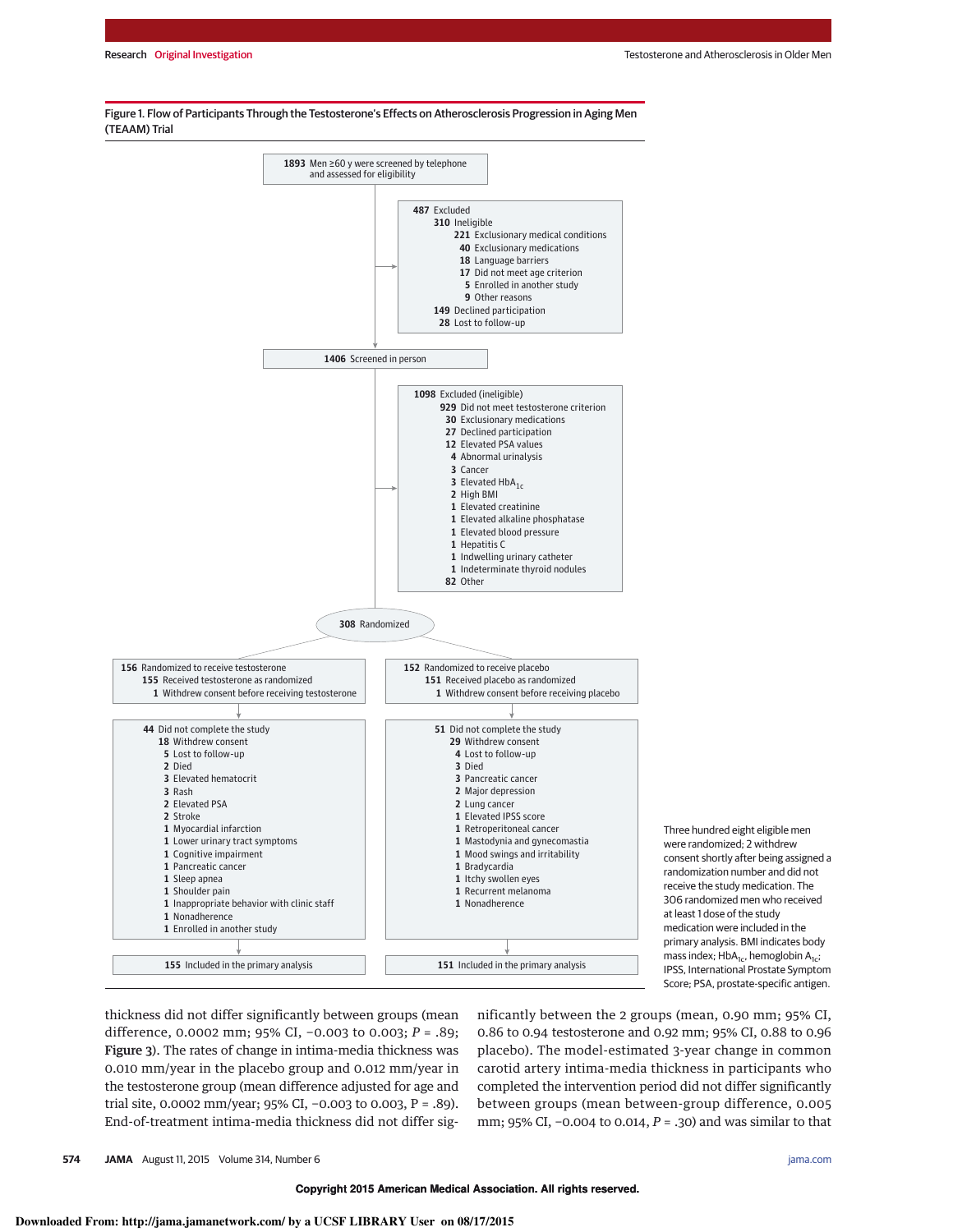Figure 1. Flow of Participants Through the Testosterone's Effects on Atherosclerosis Progression in Aging Men (TEAAM) Trial

**1893** Men ≥60 y were screened by telephone and assessed for eligibility

**487** Excluded
- **310** Ineligible
  - **221** Exclusionary medical conditions
  - **40** Exclusionary medications
  - **18** Language barriers
  - **17** Did not meet age criterion
  - **5** Enrolled in another study
  - **9** Other reasons
- **149** Declined participation
- **28** Lost to follow-up

**1406** Screened in person

**1098** Excluded (ineligible)
- **929** Did not meet testosterone criterion
- **30** Exclusionary medications
- **27** Declined participation
- **12** Elevated PSA values
- **4** Abnormal urinalysis
- **3** Cancer
- **3** Elevated $HbA_{1c}$
- **2** High BMI
- **1** Elevated creatinine
- **1** Elevated alkaline phosphatase
- **1** Elevated blood pressure
- **1** Hepatitis C
- **1** Indwelling urinary catheter
- **1** Indeterminate thyroid nodules
- **82** Other

**308** Randomized

**156** Randomized to receive testosterone
- **155** Received testosterone as randomized
- **1** Withdrew consent before receiving testosterone

**44** Did not complete the study
- **18** Withdrew consent
- **5** Lost to follow-up
- **2** Died
- **3** Elevated hematocrit
- **3** Rash
- **2** Elevated PSA
- **2** Stroke
- **1** Myocardial infarction
- **1** Lower urinary tract symptoms
- **1** Cognitive impairment
- **1** Pancreatic cancer
- **1** Sleep apnea
- **1** Shoulder pain
- **1** Inappropriate behavior with clinic staff
- **1** Nonadherence
- **1** Enrolled in another study

**155** Included in the primary analysis

**152** Randomized to receive placebo
- **151** Received placebo as randomized
- **1** Withdrew consent before receiving placebo

**51** Did not complete the study
- **29** Withdrew consent
- **4** Lost to follow-up
- **3** Died
- **3** Pancreatic cancer
- **2** Major depression
- **2** Lung cancer
- **1** Elevated IPSS score
- **1** Retroperitoneal cancer
- **1** Mastodynia and gynecomastia
- **1** Mood swings and irritability
- **1** Bradycardia
- **1** Itchy swollen eyes
- **1** Recurrent melanoma
- **1** Nonadherence

**151** Included in the primary analysis

Three hundred eight eligible men were randomized; 2 withdrew consent shortly after being assigned a randomization number and did not receive the study medication. The 306 randomized men who received at least 1 dose of the study medication were included in the primary analysis. BMI indicates body mass index; $HbA_{1c}$, hemoglobin $A_{1c}$; IPSS, International Prostate Symptom Score; PSA, prostate-specific antigen.

thickness did not differ significantly between groups (mean difference, 0.0002 mm; 95% CI, −0.003 to 0.003; $P$ = .89; **Figure 3**). The rates of change in intima-media thickness was 0.010 mm/year in the placebo group and 0.012 mm/year in the testosterone group (mean difference adjusted for age and trial site, 0.0002 mm/year; 95% CI, −0.003 to 0.003, P = .89). End-of-treatment intima-media thickness did not differ significantly between the 2 groups (mean, 0.90 mm; 95% CI, 0.86 to 0.94 testosterone and 0.92 mm; 95% CI, 0.88 to 0.96 placebo). The model-estimated 3-year change in common carotid artery intima-media thickness in participants who completed the intervention period did not differ significantly between groups (mean between-group difference, 0.005 mm; 95% CI, −0.004 to 0.014, $P$ = .30) and was similar to that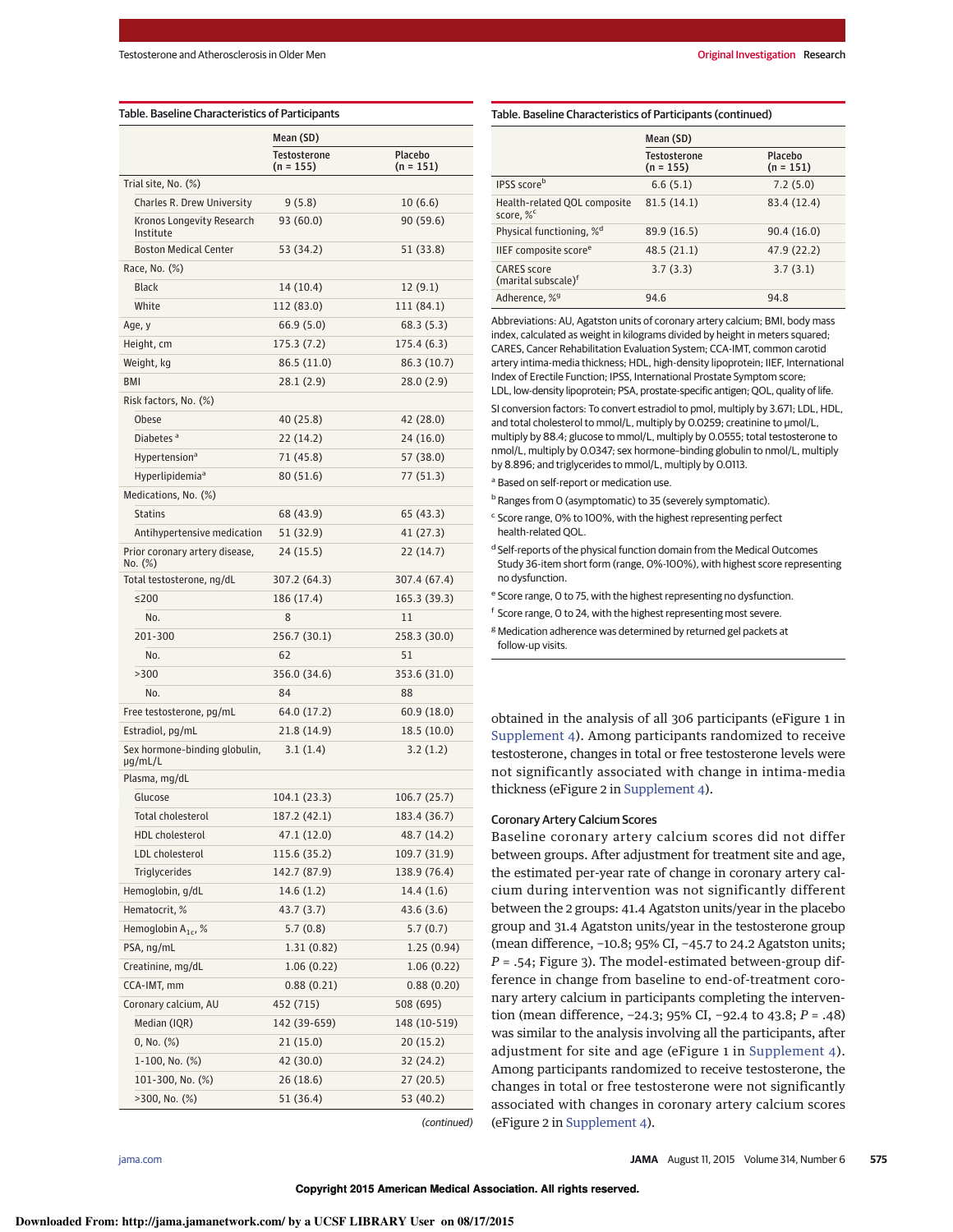Table. Baseline Characteristics of Participants

| | Mean (SD) | |
|---|---|---|
| | Testosterone (n = 155) | Placebo (n = 151) |
| Trial site, No. (%) | | |
| Charles R. Drew University | 9 (5.8) | 10 (6.6) |
| Kronos Longevity Research Institute | 93 (60.0) | 90 (59.6) |
| Boston Medical Center | 53 (34.2) | 51 (33.8) |
| Race, No. (%) | | |
| Black | 14 (10.4) | 12 (9.1) |
| White | 112 (83.0) | 111 (84.1) |
| Age, y | 66.9 (5.0) | 68.3 (5.3) |
| Height, cm | 175.3 (7.2) | 175.4 (6.3) |
| Weight, kg | 86.5 (11.0) | 86.3 (10.7) |
| BMI | 28.1 (2.9) | 28.0 (2.9) |
| Risk factors, No. (%) | | |
| Obese | 40 (25.8) | 42 (28.0) |
| Diabetes [a] | 22 (14.2) | 24 (16.0) |
| Hypertension[a] | 71 (45.8) | 57 (38.0) |
| Hyperlipidemia[a] | 80 (51.6) | 77 (51.3) |
| Medications, No. (%) | | |
| Statins | 68 (43.9) | 65 (43.3) |
| Antihypertensive medication | 51 (32.9) | 41 (27.3) |
| Prior coronary artery disease, No. (%) | 24 (15.5) | 22 (14.7) |
| Total testosterone, ng/dL | 307.2 (64.3) | 307.4 (67.4) |
| ≤200 | 186 (17.4) | 165.3 (39.3) |
| No. | 8 | 11 |
| 201-300 | 256.7 (30.1) | 258.3 (30.0) |
| No. | 62 | 51 |
| >300 | 356.0 (34.6) | 353.6 (31.0) |
| No. | 84 | 88 |
| Free testosterone, pg/mL | 64.0 (17.2) | 60.9 (18.0) |
| Estradiol, pg/mL | 21.8 (14.9) | 18.5 (10.0) |
| Sex hormone-binding globulin, µg/mL/L | 3.1 (1.4) | 3.2 (1.2) |
| Plasma, mg/dL | | |
| Glucose | 104.1 (23.3) | 106.7 (25.7) |
| Total cholesterol | 187.2 (42.1) | 183.4 (36.7) |
| HDL cholesterol | 47.1 (12.0) | 48.7 (14.2) |
| LDL cholesterol | 115.6 (35.2) | 109.7 (31.9) |
| Triglycerides | 142.7 (87.9) | 138.9 (76.4) |
| Hemoglobin, g/dL | 14.6 (1.2) | 14.4 (1.6) |
| Hematocrit, % | 43.7 (3.7) | 43.6 (3.6) |
| Hemoglobin $A_{1c}$, % | 5.7 (0.8) | 5.7 (0.7) |
| PSA, ng/mL | 1.31 (0.82) | 1.25 (0.94) |
| Creatinine, mg/dL | 1.06 (0.22) | 1.06 (0.22) |
| CCA-IMT, mm | 0.88 (0.21) | 0.88 (0.20) |
| Coronary calcium, AU | 452 (715) | 508 (695) |
| Median (IQR) | 142 (39-659) | 148 (10-519) |
| 0, No. (%) | 21 (15.0) | 20 (15.2) |
| 1-100, No. (%) | 42 (30.0) | 32 (24.2) |
| 101-300, No. (%) | 26 (18.6) | 27 (20.5) |
| >300, No. (%) | 51 (36.4) | 53 (40.2) |
| IPSS score[b] | 6.6 (5.1) | 7.2 (5.0) |
| Health-related QOL composite score, %[c] | 81.5 (14.1) | 83.4 (12.4) |
| Physical functioning, %[d] | 89.9 (16.5) | 90.4 (16.0) |
| IIEF composite score[e] | 48.5 (21.1) | 47.9 (22.2) |
| CARES score (marital subscale)[f] | 3.7 (3.3) | 3.7 (3.1) |
| Adherence, %[g] | 94.6 | 94.8 |

Abbreviations: AU, Agatston units of coronary artery calcium; BMI, body mass index, calculated as weight in kilograms divided by height in meters squared; CARES, Cancer Rehabilitation Evaluation System; CCA-IMT, common carotid artery intima-media thickness; HDL, high-density lipoprotein; IIEF, International Index of Erectile Function; IPSS, International Prostate Symptom score; LDL, low-density lipoprotein; PSA, prostate-specific antigen; QOL, quality of life.

SI conversion factors: To convert estradiol to pmol, multiply by 3.671; LDL, HDL, and total cholesterol to mmol/L, multiply by 0.0259; creatinine to µmol/L, multiply by 88.4; glucose to mmol/L, multiply by 0.0555; total testosterone to nmol/L, multiply by 0.0347; sex hormone–binding globulin to nmol/L, multiply by 8.896; and triglycerides to mmol/L, multiply by 0.0113.

[a] Based on self-report or medication use.

[b] Ranges from 0 (asymptomatic) to 35 (severely symptomatic).

[c] Score range, 0% to 100%, with the highest representing perfect health-related QOL.

[d] Self-reports of the physical function domain from the Medical Outcomes Study 36-item short form (range, 0%-100%), with highest score representing no dysfunction.

[e] Score range, 0 to 75, with the highest representing no dysfunction.

[f] Score range, 0 to 24, with the highest representing most severe.

[g] Medication adherence was determined by returned gel packets at follow-up visits.

obtained in the analysis of all 306 participants (eFigure 1 in Supplement 4). Among participants randomized to receive testosterone, changes in total or free testosterone levels were not significantly associated with change in intima-media thickness (eFigure 2 in Supplement 4).

### Coronary Artery Calcium Scores

Baseline coronary artery calcium scores did not differ between groups. After adjustment for treatment site and age, the estimated per-year rate of change in coronary artery calcium during intervention was not significantly different between the 2 groups: 41.4 Agatston units/year in the placebo group and 31.4 Agatston units/year in the testosterone group (mean difference, −10.8; 95% CI, −45.7 to 24.2 Agatston units; $P = .54$; Figure 3). The model-estimated between-group difference in change from baseline to end-of-treatment coronary artery calcium in participants completing the intervention (mean difference, −24.3; 95% CI, −92.4 to 43.8; $P = .48$) was similar to the analysis involving all the participants, after adjustment for site and age (eFigure 1 in Supplement 4). Among participants randomized to receive testosterone, the changes in total or free testosterone were not significantly associated with changes in coronary artery calcium scores (eFigure 2 in Supplement 4).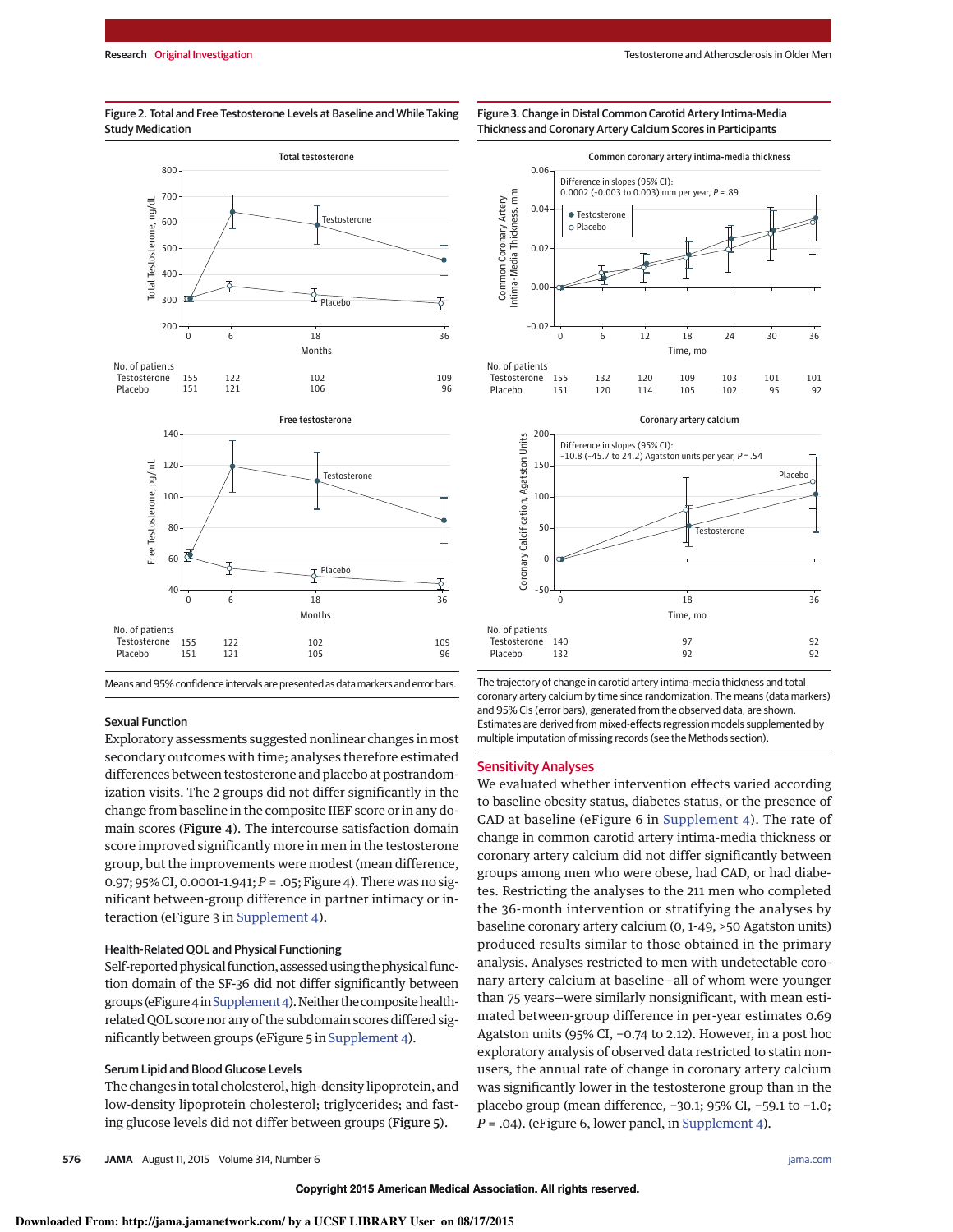Figure 2. Total and Free Testosterone Levels at Baseline and While Taking Study Medication

**Total testosterone**

No. of patients

| | 0 | 6 | 18 | 36 |
|---|---|---|---|---|
| Testosterone | 155 | 122 | 102 | 109 |
| Placebo | 151 | 121 | 106 | 96 |

**Free testosterone**

No. of patients

| | 0 | 6 | 18 | 36 |
|---|---|---|---|---|
| Testosterone | 155 | 122 | 102 | 109 |
| Placebo | 151 | 121 | 105 | 96 |

Means and 95% confidence intervals are presented as data markers and error bars.

Figure 3. Change in Distal Common Carotid Artery Intima-Media Thickness and Coronary Artery Calcium Scores in Participants

**Common coronary artery intima-media thickness**

Difference in slopes (95% CI): 0.0002 (−0.003 to 0.003) mm per year, $P = .89$

No. of patients

| | 0 | 6 | 12 | 18 | 24 | 30 | 36 |
|---|---|---|---|---|---|---|---|
| Testosterone | 155 | 132 | 120 | 109 | 103 | 101 | 101 |
| Placebo | 151 | 120 | 114 | 105 | 102 | 95 | 92 |

**Coronary artery calcium**

Difference in slopes (95% CI): −10.8 (−45.7 to 24.2) Agatston units per year, $P = .54$

No. of patients

| | 0 | 18 | 36 |
|---|---|---|---|
| Testosterone | 140 | 97 | 92 |
| Placebo | 132 | 92 | 92 |

The trajectory of change in carotid artery intima-media thickness and total coronary artery calcium by time since randomization. The means (data markers) and 95% CIs (error bars), generated from the observed data, are shown. Estimates are derived from mixed-effects regression models supplemented by multiple imputation of missing records (see the Methods section).

### Sexual Function

Exploratory assessments suggested nonlinear changes in most secondary outcomes with time; analyses therefore estimated differences between testosterone and placebo at postrandomization visits. The 2 groups did not differ significantly in the change from baseline in the composite IIEF score or in any domain scores (Figure 4). The intercourse satisfaction domain score improved significantly more in men in the testosterone group, but the improvements were modest (mean difference, 0.97; 95% CI, 0.0001-1.941; $P = .05$; Figure 4). There was no significant between-group difference in partner intimacy or interaction (eFigure 3 in Supplement 4).

### Health-Related QOL and Physical Functioning

Self-reported physical function, assessed using the physical function domain of the SF-36 did not differ significantly between groups (eFigure 4 in Supplement 4). Neither the composite health-related QOL score nor any of the subdomain scores differed significantly between groups (eFigure 5 in Supplement 4).

### Serum Lipid and Blood Glucose Levels

The changes in total cholesterol, high-density lipoprotein, and low-density lipoprotein cholesterol; triglycerides; and fasting glucose levels did not differ between groups (Figure 5).

## Sensitivity Analyses

We evaluated whether intervention effects varied according to baseline obesity status, diabetes status, or the presence of CAD at baseline (eFigure 6 in Supplement 4). The rate of change in common carotid artery intima-media thickness or coronary artery calcium did not differ significantly between groups among men who were obese, had CAD, or had diabetes. Restricting the analyses to the 211 men who completed the 36-month intervention or stratifying the analyses by baseline coronary artery calcium (0, 1-49, >50 Agatston units) produced results similar to those obtained in the primary analysis. Analyses restricted to men with undetectable coronary artery calcium at baseline—all of whom were younger than 75 years—were similarly nonsignificant, with mean estimated between-group difference in per-year estimates 0.69 Agatston units (95% CI, −0.74 to 2.12). However, in a post hoc exploratory analysis of observed data restricted to statin nonusers, the annual rate of change in coronary artery calcium was significantly lower in the testosterone group than in the placebo group (mean difference, −30.1; 95% CI, −59.1 to −1.0; $P = .04$). (eFigure 6, lower panel, in Supplement 4).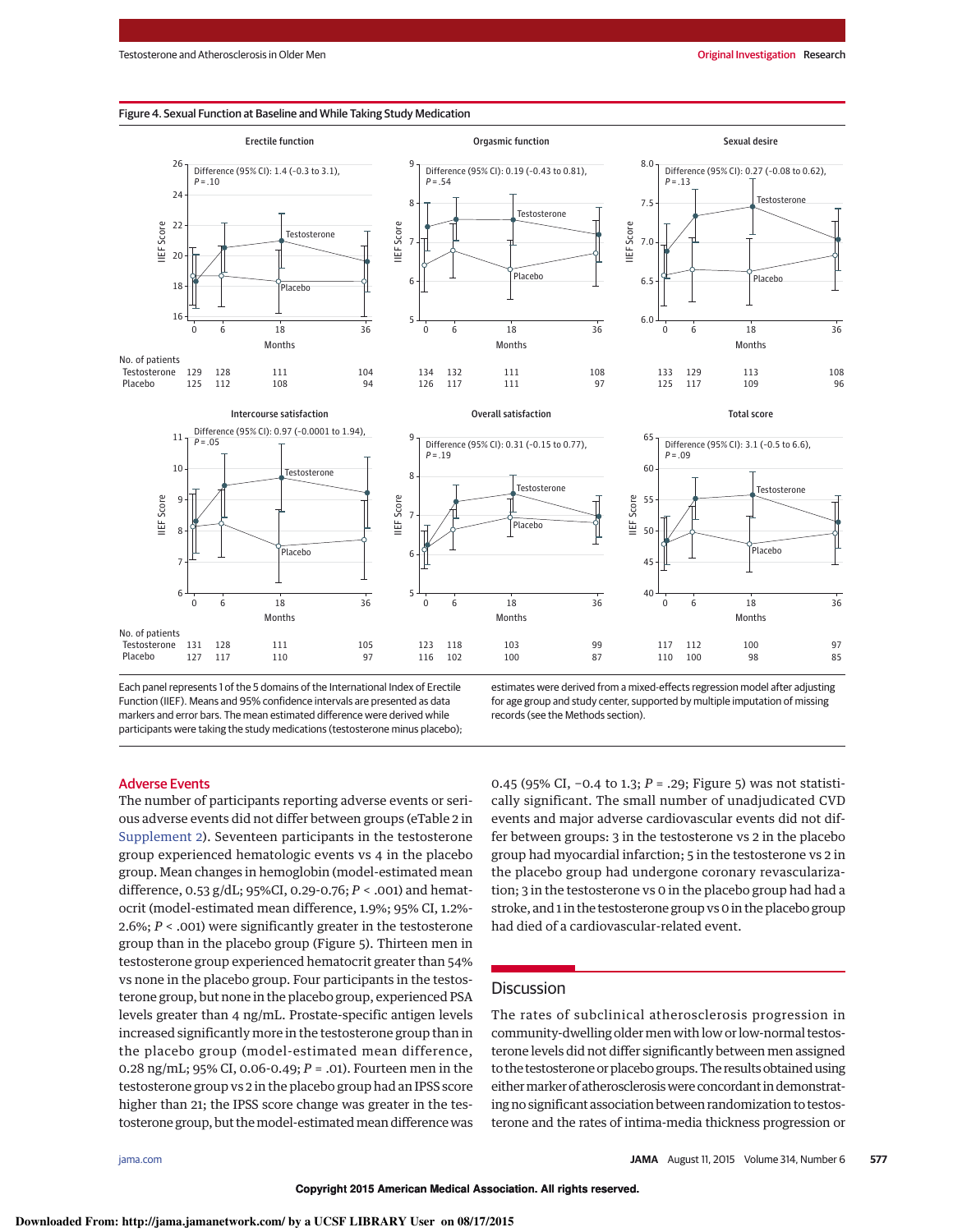Figure 4. Sexual Function at Baseline and While Taking Study Medication

**Erectile function** — Difference (95% CI): 1.4 (−0.3 to 3.1), $P = .10$

**Orgasmic function** — Difference (95% CI): 0.19 (−0.43 to 0.81), $P = .54$

**Sexual desire** — Difference (95% CI): 0.27 (−0.08 to 0.62), $P = .13$

| No. of patients | Erectile function 0 | 6 | 18 | 36 | Orgasmic function 0 | 6 | 18 | 36 | Sexual desire 0 | 6 | 18 | 36 |
|---|---|---|---|---|---|---|---|---|---|---|---|---|
| Testosterone | 129 | 128 | 111 | 104 | 134 | 132 | 111 | 108 | 133 | 129 | 113 | 108 |
| Placebo | 125 | 112 | 108 | 94 | 126 | 117 | 111 | 97 | 125 | 117 | 109 | 96 |

**Intercourse satisfaction** — Difference (95% CI): 0.97 (−0.0001 to 1.94), $P = .05$

**Overall satisfaction** — Difference (95% CI): 0.31 (−0.15 to 0.77), $P = .19$

**Total score** — Difference (95% CI): 3.1 (−0.5 to 6.6), $P = .09$

| No. of patients | Intercourse satisfaction 0 | 6 | 18 | 36 | Overall satisfaction 0 | 6 | 18 | 36 | Total score 0 | 6 | 18 | 36 |
|---|---|---|---|---|---|---|---|---|---|---|---|---|
| Testosterone | 131 | 128 | 111 | 105 | 123 | 118 | 103 | 99 | 117 | 112 | 100 | 97 |
| Placebo | 127 | 117 | 110 | 97 | 116 | 102 | 100 | 87 | 110 | 100 | 98 | 85 |

Each panel represents 1 of the 5 domains of the International Index of Erectile Function (IIEF). Means and 95% confidence intervals are presented as data markers and error bars. The mean estimated difference were derived while participants were taking the study medications (testosterone minus placebo); estimates were derived from a mixed-effects regression model after adjusting for age group and study center, supported by multiple imputation of missing records (see the Methods section).

## Adverse Events

The number of participants reporting adverse events or serious adverse events did not differ between groups (eTable 2 in Supplement 2). Seventeen participants in the testosterone group experienced hematologic events vs 4 in the placebo group. Mean changes in hemoglobin (model-estimated mean difference, 0.53 g/dL; 95%CI, 0.29-0.76; $P < .001$) and hematocrit (model-estimated mean difference, 1.9%; 95% CI, 1.2%-2.6%; $P < .001$) were significantly greater in the testosterone group than in the placebo group (Figure 5). Thirteen men in testosterone group experienced hematocrit greater than 54% vs none in the placebo group. Four participants in the testosterone group, but none in the placebo group, experienced PSA levels greater than 4 ng/mL. Prostate-specific antigen levels increased significantly more in the testosterone group than in the placebo group (model-estimated mean difference, 0.28 ng/mL; 95% CI, 0.06-0.49; $P = .01$). Fourteen men in the testosterone group vs 2 in the placebo group had an IPSS score higher than 21; the IPSS score change was greater in the testosterone group, but the model-estimated mean difference was 0.45 (95% CI, −0.4 to 1.3; $P = .29$; Figure 5) was not statistically significant. The small number of unadjudicated CVD events and major adverse cardiovascular events did not differ between groups: 3 in the testosterone vs 2 in the placebo group had myocardial infarction; 5 in the testosterone vs 2 in the placebo group had undergone coronary revascularization; 3 in the testosterone vs 0 in the placebo group had had a stroke, and 1 in the testosterone group vs 0 in the placebo group had died of a cardiovascular-related event.

## Discussion

The rates of subclinical atherosclerosis progression in community-dwelling older men with low or low-normal testosterone levels did not differ significantly between men assigned to the testosterone or placebo groups. The results obtained using either marker of atherosclerosis were concordant in demonstrating no significant association between randomization to testosterone and the rates of intima-media thickness progression or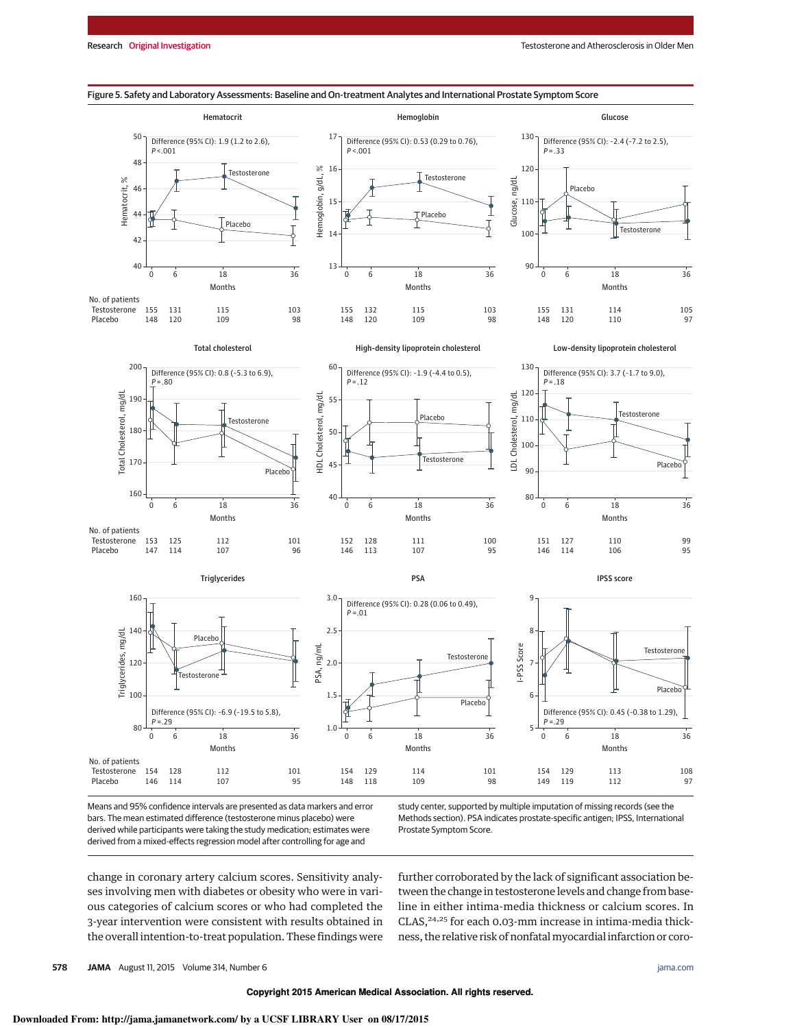**Figure 5. Safety and Laboratory Assessments: Baseline and On-treatment Analytes and International Prostate Symptom Score**

Hematocrit — Difference (95% CI): 1.9 (1.2 to 2.6), $P < .001$

| No. of patients | 0 | 6 | 18 | 36 |
|---|---|---|---|---|
| Testosterone | 155 | 131 | 115 | 103 |
| Placebo | 148 | 120 | 109 | 98 |

Hemoglobin — Difference (95% CI): 0.53 (0.29 to 0.76), $P < .001$

| No. of patients | 0 | 6 | 18 | 36 |
|---|---|---|---|---|
| Testosterone | 155 | 132 | 115 | 103 |
| Placebo | 148 | 120 | 109 | 98 |

Glucose — Difference (95% CI): −2.4 (−7.2 to 2.5), $P = .33$

| No. of patients | 0 | 6 | 18 | 36 |
|---|---|---|---|---|
| Testosterone | 155 | 131 | 114 | 105 |
| Placebo | 148 | 120 | 110 | 97 |

Total cholesterol — Difference (95% CI): 0.8 (−5.3 to 6.9), $P = .80$

| No. of patients | 0 | 6 | 18 | 36 |
|---|---|---|---|---|
| Testosterone | 153 | 125 | 112 | 101 |
| Placebo | 147 | 114 | 107 | 96 |

High-density lipoprotein cholesterol — Difference (95% CI): −1.9 (−4.4 to 0.5), $P = .12$

| No. of patients | 0 | 6 | 18 | 36 |
|---|---|---|---|---|
| Testosterone | 152 | 128 | 111 | 100 |
| Placebo | 146 | 113 | 107 | 95 |

Low-density lipoprotein cholesterol — Difference (95% CI): 3.7 (−1.7 to 9.0), $P = .18$

| No. of patients | 0 | 6 | 18 | 36 |
|---|---|---|---|---|
| Testosterone | 151 | 127 | 110 | 99 |
| Placebo | 146 | 114 | 106 | 95 |

Triglycerides — Difference (95% CI): −6.9 (−19.5 to 5.8), $P = .29$

| No. of patients | 0 | 6 | 18 | 36 |
|---|---|---|---|---|
| Testosterone | 154 | 128 | 112 | 101 |
| Placebo | 146 | 114 | 107 | 95 |

PSA — Difference (95% CI): 0.28 (0.06 to 0.49), $P = .01$

| No. of patients | 0 | 6 | 18 | 36 |
|---|---|---|---|---|
| Testosterone | 154 | 129 | 114 | 101 |
| Placebo | 148 | 118 | 109 | 98 |

IPSS score — Difference (95% CI): 0.45 (−0.38 to 1.29), $P = .29$

| No. of patients | 0 | 6 | 18 | 36 |
|---|---|---|---|---|
| Testosterone | 154 | 129 | 113 | 108 |
| Placebo | 149 | 119 | 112 | 97 |

Means and 95% confidence intervals are presented as data markers and error bars. The mean estimated difference (testosterone minus placebo) were derived while participants were taking the study medication; estimates were derived from a mixed-effects regression model after controlling for age and study center, supported by multiple imputation of missing records (see the Methods section). PSA indicates prostate-specific antigen; IPSS, International Prostate Symptom Score.

change in coronary artery calcium scores. Sensitivity analyses involving men with diabetes or obesity who were in various categories of calcium scores or who had completed the 3-year intervention were consistent with results obtained in the overall intention-to-treat population. These findings were further corroborated by the lack of significant association between the change in testosterone levels and change from baseline in either intima-media thickness or calcium scores. In CLAS,[24,25] for each 0.03-mm increase in intima-media thickness, the relative risk of nonfatal myocardial infarction or coro-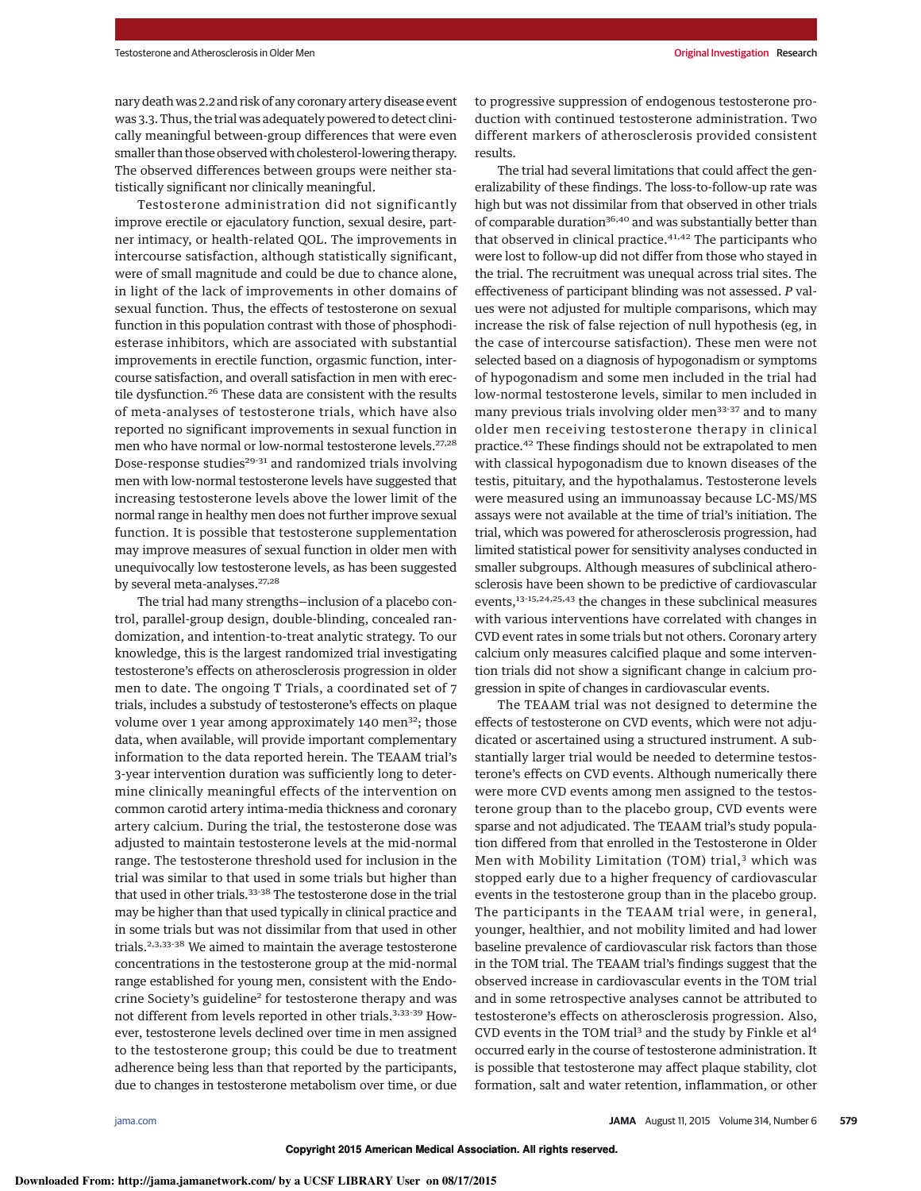nary death was 2.2 and risk of any coronary artery disease event was 3.3. Thus, the trial was adequately powered to detect clinically meaningful between-group differences that were even smaller than those observed with cholesterol-lowering therapy. The observed differences between groups were neither statistically significant nor clinically meaningful.

Testosterone administration did not significantly improve erectile or ejaculatory function, sexual desire, partner intimacy, or health-related QOL. The improvements in intercourse satisfaction, although statistically significant, were of small magnitude and could be due to chance alone, in light of the lack of improvements in other domains of sexual function. Thus, the effects of testosterone on sexual function in this population contrast with those of phosphodiesterase inhibitors, which are associated with substantial improvements in erectile function, orgasmic function, intercourse satisfaction, and overall satisfaction in men with erectile dysfunction.[26] These data are consistent with the results of meta-analyses of testosterone trials, which have also reported no significant improvements in sexual function in men who have normal or low-normal testosterone levels.[27,28] Dose-response studies[29-31] and randomized trials involving men with low-normal testosterone levels have suggested that increasing testosterone levels above the lower limit of the normal range in healthy men does not further improve sexual function. It is possible that testosterone supplementation may improve measures of sexual function in older men with unequivocally low testosterone levels, as has been suggested by several meta-analyses.[27,28]

The trial had many strengths—inclusion of a placebo control, parallel-group design, double-blinding, concealed randomization, and intention-to-treat analytic strategy. To our knowledge, this is the largest randomized trial investigating testosterone's effects on atherosclerosis progression in older men to date. The ongoing T Trials, a coordinated set of 7 trials, includes a substudy of testosterone's effects on plaque volume over 1 year among approximately 140 men[32]; those data, when available, will provide important complementary information to the data reported herein. The TEAAM trial's 3-year intervention duration was sufficiently long to determine clinically meaningful effects of the intervention on common carotid artery intima-media thickness and coronary artery calcium. During the trial, the testosterone dose was adjusted to maintain testosterone levels at the mid-normal range. The testosterone threshold used for inclusion in the trial was similar to that used in some trials but higher than that used in other trials.[33-38] The testosterone dose in the trial may be higher than that used typically in clinical practice and in some trials but was not dissimilar from that used in other trials.[2,3,33-38] We aimed to maintain the average testosterone concentrations in the testosterone group at the mid-normal range established for young men, consistent with the Endocrine Society's guideline[2] for testosterone therapy and was not different from levels reported in other trials.[3,33-39] However, testosterone levels declined over time in men assigned to the testosterone group; this could be due to treatment adherence being less than that reported by the participants, due to changes in testosterone metabolism over time, or due to progressive suppression of endogenous testosterone production with continued testosterone administration. Two different markers of atherosclerosis provided consistent results.

The trial had several limitations that could affect the generalizability of these findings. The loss-to-follow-up rate was high but was not dissimilar from that observed in other trials of comparable duration[36,40] and was substantially better than that observed in clinical practice.[41,42] The participants who were lost to follow-up did not differ from those who stayed in the trial. The recruitment was unequal across trial sites. The effectiveness of participant blinding was not assessed. *P* values were not adjusted for multiple comparisons, which may increase the risk of false rejection of null hypothesis (eg, in the case of intercourse satisfaction). These men were not selected based on a diagnosis of hypogonadism or symptoms of hypogonadism and some men included in the trial had low-normal testosterone levels, similar to men included in many previous trials involving older men[33-37] and to many older men receiving testosterone therapy in clinical practice.[42] These findings should not be extrapolated to men with classical hypogonadism due to known diseases of the testis, pituitary, and the hypothalamus. Testosterone levels were measured using an immunoassay because LC-MS/MS assays were not available at the time of trial's initiation. The trial, which was powered for atherosclerosis progression, had limited statistical power for sensitivity analyses conducted in smaller subgroups. Although measures of subclinical atherosclerosis have been shown to be predictive of cardiovascular events,[13-15,24,25,43] the changes in these subclinical measures with various interventions have correlated with changes in CVD event rates in some trials but not others. Coronary artery calcium only measures calcified plaque and some intervention trials did not show a significant change in calcium progression in spite of changes in cardiovascular events.

The TEAAM trial was not designed to determine the effects of testosterone on CVD events, which were not adjudicated or ascertained using a structured instrument. A substantially larger trial would be needed to determine testosterone's effects on CVD events. Although numerically there were more CVD events among men assigned to the testosterone group than to the placebo group, CVD events were sparse and not adjudicated. The TEAAM trial's study population differed from that enrolled in the Testosterone in Older Men with Mobility Limitation (TOM) trial,[3] which was stopped early due to a higher frequency of cardiovascular events in the testosterone group than in the placebo group. The participants in the TEAAM trial were, in general, younger, healthier, and not mobility limited and had lower baseline prevalence of cardiovascular risk factors than those in the TOM trial. The TEAAM trial's findings suggest that the observed increase in cardiovascular events in the TOM trial and in some retrospective analyses cannot be attributed to testosterone's effects on atherosclerosis progression. Also, CVD events in the TOM trial[3] and the study by Finkle et al[4] occurred early in the course of testosterone administration. It is possible that testosterone may affect plaque stability, clot formation, salt and water retention, inflammation, or other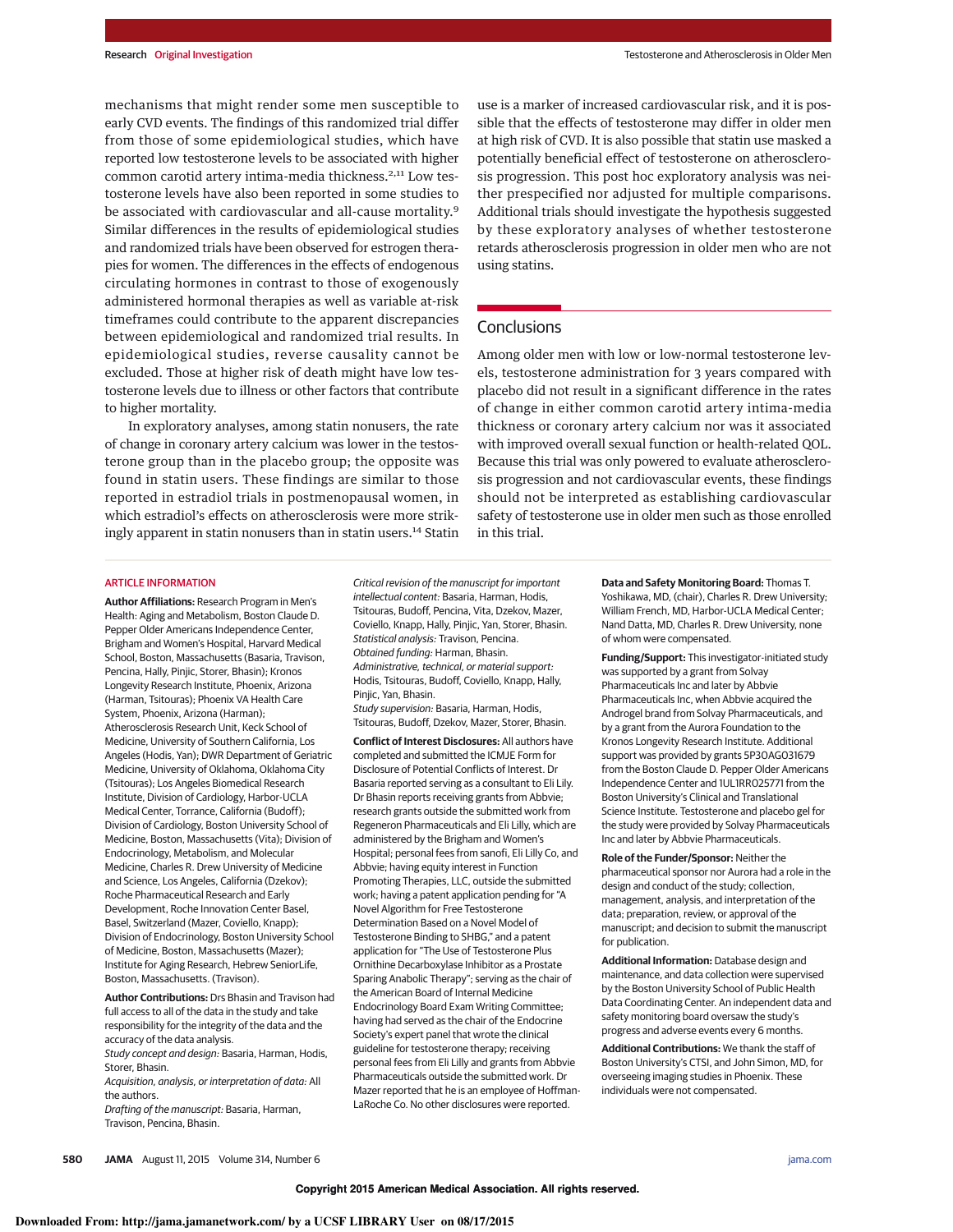mechanisms that might render some men susceptible to early CVD events. The findings of this randomized trial differ from those of some epidemiological studies, which have reported low testosterone levels to be associated with higher common carotid artery intima-media thickness.[2,11] Low testosterone levels have also been reported in some studies to be associated with cardiovascular and all-cause mortality.[9] Similar differences in the results of epidemiological studies and randomized trials have been observed for estrogen therapies for women. The differences in the effects of endogenous circulating hormones in contrast to those of exogenously administered hormonal therapies as well as variable at-risk timeframes could contribute to the apparent discrepancies between epidemiological and randomized trial results. In epidemiological studies, reverse causality cannot be excluded. Those at higher risk of death might have low testosterone levels due to illness or other factors that contribute to higher mortality.

In exploratory analyses, among statin nonusers, the rate of change in coronary artery calcium was lower in the testosterone group than in the placebo group; the opposite was found in statin users. These findings are similar to those reported in estradiol trials in postmenopausal women, in which estradiol's effects on atherosclerosis were more strikingly apparent in statin nonusers than in statin users.[14] Statin use is a marker of increased cardiovascular risk, and it is possible that the effects of testosterone may differ in older men at high risk of CVD. It is also possible that statin use masked a potentially beneficial effect of testosterone on atherosclerosis progression. This post hoc exploratory analysis was neither prespecified nor adjusted for multiple comparisons. Additional trials should investigate the hypothesis suggested by these exploratory analyses of whether testosterone retards atherosclerosis progression in older men who are not using statins.

## Conclusions

Among older men with low or low-normal testosterone levels, testosterone administration for 3 years compared with placebo did not result in a significant difference in the rates of change in either common carotid artery intima-media thickness or coronary artery calcium nor was it associated with improved overall sexual function or health-related QOL. Because this trial was only powered to evaluate atherosclerosis progression and not cardiovascular events, these findings should not be interpreted as establishing cardiovascular safety of testosterone use in older men such as those enrolled in this trial.

### ARTICLE INFORMATION

**Author Affiliations:** Research Program in Men's Health: Aging and Metabolism, Boston Claude D. Pepper Older Americans Independence Center, Brigham and Women's Hospital, Harvard Medical School, Boston, Massachusetts (Basaria, Travison, Pencina, Hally, Pinjic, Storer, Bhasin); Kronos Longevity Research Institute, Phoenix, Arizona (Harman, Tsitouras); Phoenix VA Health Care System, Phoenix, Arizona (Harman); Atherosclerosis Research Unit, Keck School of Medicine, University of Southern California, Los Angeles (Hodis, Yan); DWR Department of Geriatric Medicine, University of Oklahoma, Oklahoma City (Tsitouras); Los Angeles Biomedical Research Institute, Division of Cardiology, Harbor-UCLA Medical Center, Torrance, California (Budoff); Division of Cardiology, Boston University School of Medicine, Boston, Massachusetts (Vita); Division of Endocrinology, Metabolism, and Molecular Medicine, Charles R. Drew University of Medicine and Science, Los Angeles, California (Dzekov); Roche Pharmaceutical Research and Early Development, Roche Innovation Center Basel, Basel, Switzerland (Mazer, Coviello, Knapp); Division of Endocrinology, Boston University School of Medicine, Boston, Massachusetts (Mazer); Institute for Aging Research, Hebrew SeniorLife, Boston, Massachusetts. (Travison).

**Author Contributions:** Drs Bhasin and Travison had full access to all of the data in the study and take responsibility for the integrity of the data and the accuracy of the data analysis.
*Study concept and design:* Basaria, Harman, Hodis, Storer, Bhasin.
*Acquisition, analysis, or interpretation of data:* All the authors.
*Drafting of the manuscript:* Basaria, Harman, Travison, Pencina, Bhasin.
*Critical revision of the manuscript for important intellectual content:* Basaria, Harman, Hodis, Tsitouras, Budoff, Pencina, Vita, Dzekov, Mazer, Coviello, Knapp, Hally, Pinjic, Yan, Storer, Bhasin.
*Statistical analysis:* Travison, Pencina.
*Obtained funding:* Harman, Bhasin.
*Administrative, technical, or material support:* Hodis, Tsitouras, Budoff, Coviello, Knapp, Hally, Pinjic, Yan, Bhasin.
*Study supervision:* Basaria, Harman, Hodis, Tsitouras, Budoff, Dzekov, Mazer, Storer, Bhasin.

**Conflict of Interest Disclosures:** All authors have completed and submitted the ICMJE Form for Disclosure of Potential Conflicts of Interest. Dr Basaria reported serving as a consultant to Eli Lilly. Dr Bhasin reports receiving grants from Abbvie; research grants outside the submitted work from Regeneron Pharmaceuticals and Eli Lilly, which are administered by the Brigham and Women's Hospital; personal fees from sanofi, Eli Lilly Co, and Abbvie; having equity interest in Function Promoting Therapies, LLC, outside the submitted work; having a patent application pending for "A Novel Algorithm for Free Testosterone Determination Based on a Novel Model of Testosterone Binding to SHBG," and a patent application for "The Use of Testosterone Plus Ornithine Decarboxylase Inhibitor as a Prostate Sparing Anabolic Therapy"; serving as the chair of the American Board of Internal Medicine Endocrinology Board Exam Writing Committee; having had served as the chair of the Endocrine Society's expert panel that wrote the clinical guideline for testosterone therapy; receiving personal fees from Eli Lilly and grants from Abbvie Pharmaceuticals outside the submitted work. Dr Mazer reported that he is an employee of Hoffman-LaRoche Co. No other disclosures were reported.

**Data and Safety Monitoring Board:** Thomas T. Yoshikawa, MD, (chair), Charles R. Drew University; William French, MD, Harbor-UCLA Medical Center; Nand Datta, MD, Charles R. Drew University, none of whom were compensated.

**Funding/Support:** This investigator-initiated study was supported by a grant from Solvay Pharmaceuticals Inc and later by Abbvie Pharmaceuticals Inc, when Abbvie acquired the Androgel brand from Solvay Pharmaceuticals, and by a grant from the Aurora Foundation to the Kronos Longevity Research Institute. Additional support was provided by grants 5P30AG031679 from the Boston Claude D. Pepper Older Americans Independence Center and 1UL1RR025771 from the Boston University's Clinical and Translational Science Institute. Testosterone and placebo gel for the study were provided by Solvay Pharmaceuticals Inc and later by Abbvie Pharmaceuticals.

**Role of the Funder/Sponsor:** Neither the pharmaceutical sponsor nor Aurora had a role in the design and conduct of the study; collection, management, analysis, and interpretation of the data; preparation, review, or approval of the manuscript; and decision to submit the manuscript for publication.

**Additional Information:** Database design and maintenance, and data collection were supervised by the Boston University School of Public Health Data Coordinating Center. An independent data and safety monitoring board oversaw the study's progress and adverse events every 6 months.

**Additional Contributions:** We thank the staff of Boston University's CTSI, and John Simon, MD, for overseeing imaging studies in Phoenix. These individuals were not compensated.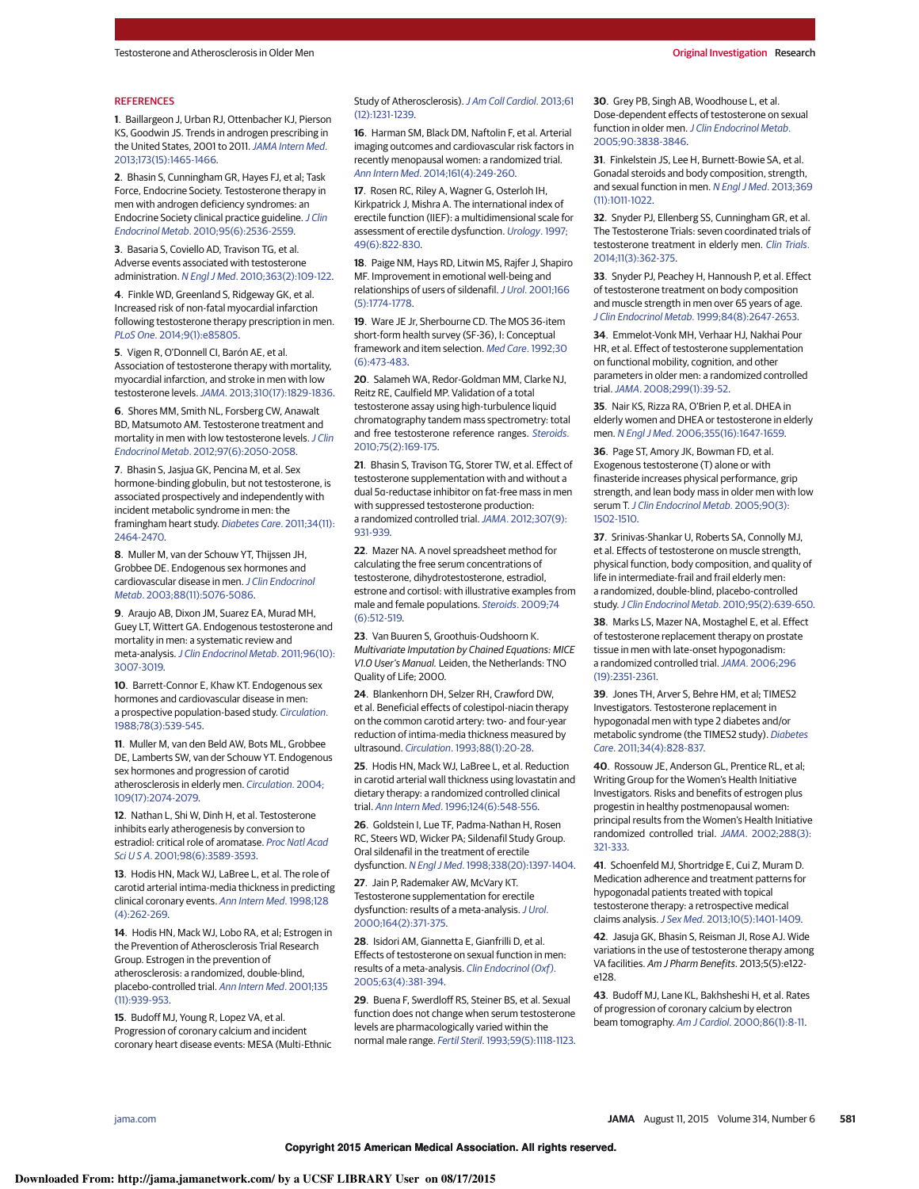## REFERENCES

1. Baillargeon J, Urban RJ, Ottenbacher KJ, Pierson KS, Goodwin JS. Trends in androgen prescribing in the United States, 2001 to 2011. *JAMA Intern Med*. 2013;173(15):1465-1466.

2. Bhasin S, Cunningham GR, Hayes FJ, et al; Task Force, Endocrine Society. Testosterone therapy in men with androgen deficiency syndromes: an Endocrine Society clinical practice guideline. *J Clin Endocrinol Metab*. 2010;95(6):2536-2559.

3. Basaria S, Coviello AD, Travison TG, et al. Adverse events associated with testosterone administration. *N Engl J Med*. 2010;363(2):109-122.

4. Finkle WD, Greenland S, Ridgeway GK, et al. Increased risk of non-fatal myocardial infarction following testosterone therapy prescription in men. *PLoS One*. 2014;9(1):e85805.

5. Vigen R, O'Donnell CI, Barón AE, et al. Association of testosterone therapy with mortality, myocardial infarction, and stroke in men with low testosterone levels. *JAMA*. 2013;310(17):1829-1836.

6. Shores MM, Smith NL, Forsberg CW, Anawalt BD, Matsumoto AM. Testosterone treatment and mortality in men with low testosterone levels. *J Clin Endocrinol Metab*. 2012;97(6):2050-2058.

7. Bhasin S, Jasjua GK, Pencina M, et al. Sex hormone-binding globulin, but not testosterone, is associated prospectively and independently with incident metabolic syndrome in men: the framingham heart study. *Diabetes Care*. 2011;34(11):2464-2470.

8. Muller M, van der Schouw YT, Thijssen JH, Grobbee DE. Endogenous sex hormones and cardiovascular disease in men. *J Clin Endocrinol Metab*. 2003;88(11):5076-5086.

9. Araujo AB, Dixon JM, Suarez EA, Murad MH, Guey LT, Wittert GA. Endogenous testosterone and mortality in men: a systematic review and meta-analysis. *J Clin Endocrinol Metab*. 2011;96(10):3007-3019.

10. Barrett-Connor E, Khaw KT. Endogenous sex hormones and cardiovascular disease in men: a prospective population-based study. *Circulation*. 1988;78(3):539-545.

11. Muller M, van den Beld AW, Bots ML, Grobbee DE, Lamberts SW, van der Schouw YT. Endogenous sex hormones and progression of carotid atherosclerosis in elderly men. *Circulation*. 2004;109(17):2074-2079.

12. Nathan L, Shi W, Dinh H, et al. Testosterone inhibits early atherogenesis by conversion to estradiol: critical role of aromatase. *Proc Natl Acad Sci U S A*. 2001;98(6):3589-3593.

13. Hodis HN, Mack WJ, LaBree L, et al. The role of carotid arterial intima-media thickness in predicting clinical coronary events. *Ann Intern Med*. 1998;128(4):262-269.

14. Hodis HN, Mack WJ, Lobo RA, et al; Estrogen in the Prevention of Atherosclerosis Trial Research Group. Estrogen in the prevention of atherosclerosis: a randomized, double-blind, placebo-controlled trial. *Ann Intern Med*. 2001;135(11):939-953.

15. Budoff MJ, Young R, Lopez VA, et al. Progression of coronary calcium and incident coronary heart disease events: MESA (Multi-Ethnic Study of Atherosclerosis). *J Am Coll Cardiol*. 2013;61(12):1231-1239.

16. Harman SM, Black DM, Naftolin F, et al. Arterial imaging outcomes and cardiovascular risk factors in recently menopausal women: a randomized trial. *Ann Intern Med*. 2014;161(4):249-260.

17. Rosen RC, Riley A, Wagner G, Osterloh IH, Kirkpatrick J, Mishra A. The international index of erectile function (IIEF): a multidimensional scale for assessment of erectile dysfunction. *Urology*. 1997;49(6):822-830.

18. Paige NM, Hays RD, Litwin MS, Rajfer J, Shapiro MF. Improvement in emotional well-being and relationships of users of sildenafil. *J Urol*. 2001;166(5):1774-1778.

19. Ware JE Jr, Sherbourne CD. The MOS 36-item short-form health survey (SF-36), I: Conceptual framework and item selection. *Med Care*. 1992;30(6):473-483.

20. Salameh WA, Redor-Goldman MM, Clarke NJ, Reitz RE, Caulfield MP. Validation of a total testosterone assay using high-turbulence liquid chromatography tandem mass spectrometry: total and free testosterone reference ranges. *Steroids*. 2010;75(2):169-175.

21. Bhasin S, Travison TG, Storer TW, et al. Effect of testosterone supplementation with and without a dual 5α-reductase inhibitor on fat-free mass in men with suppressed testosterone production: a randomized controlled trial. *JAMA*. 2012;307(9):931-939.

22. Mazer NA. A novel spreadsheet method for calculating the free serum concentrations of testosterone, dihydrotestosterone, estradiol, estrone and cortisol: with illustrative examples from male and female populations. *Steroids*. 2009;74(6):512-519.

23. Van Buuren S, Groothuis-Oudshoorn K. *Multivariate Imputation by Chained Equations: MICE V1.0 User's Manual*. Leiden, the Netherlands: TNO Quality of Life; 2000.

24. Blankenhorn DH, Selzer RH, Crawford DW, et al. Beneficial effects of colestipol-niacin therapy on the common carotid artery: two- and four-year reduction of intima-media thickness measured by ultrasound. *Circulation*. 1993;88(1):20-28.

25. Hodis HN, Mack WJ, LaBree L, et al. Reduction in carotid arterial wall thickness using lovastatin and dietary therapy: a randomized controlled clinical trial. *Ann Intern Med*. 1996;124(6):548-556.

26. Goldstein I, Lue TF, Padma-Nathan H, Rosen RC, Steers WD, Wicker PA; Sildenafil Study Group. Oral sildenafil in the treatment of erectile dysfunction. *N Engl J Med*. 1998;338(20):1397-1404.

27. Jain P, Rademaker AW, McVary KT. Testosterone supplementation for erectile dysfunction: results of a meta-analysis. *J Urol*. 2000;164(2):371-375.

28. Isidori AM, Giannetta E, Gianfrilli D, et al. Effects of testosterone on sexual function in men: results of a meta-analysis. *Clin Endocrinol (Oxf)*. 2005;63(4):381-394.

29. Buena F, Swerdloff RS, Steiner BS, et al. Sexual function does not change when serum testosterone levels are pharmacologically varied within the normal male range. *Fertil Steril*. 1993;59(5):1118-1123.

30. Grey PB, Singh AB, Woodhouse L, et al. Dose-dependent effects of testosterone on sexual function in older men. *J Clin Endocrinol Metab*. 2005;90:3838-3846.

31. Finkelstein JS, Lee H, Burnett-Bowie SA, et al. Gonadal steroids and body composition, strength, and sexual function in men. *N Engl J Med*. 2013;369(11):1011-1022.

32. Snyder PJ, Ellenberg SS, Cunningham GR, et al. The Testosterone Trials: seven coordinated trials of testosterone treatment in elderly men. *Clin Trials*. 2014;11(3):362-375.

33. Snyder PJ, Peachey H, Hannoush P, et al. Effect of testosterone treatment on body composition and muscle strength in men over 65 years of age. *J Clin Endocrinol Metab*. 1999;84(8):2647-2653.

34. Emmelot-Vonk MH, Verhaar HJ, Nakhai Pour HR, et al. Effect of testosterone supplementation on functional mobility, cognition, and other parameters in older men: a randomized controlled trial. *JAMA*. 2008;299(1):39-52.

35. Nair KS, Rizza RA, O'Brien P, et al. DHEA in elderly women and DHEA or testosterone in elderly men. *N Engl J Med*. 2006;355(16):1647-1659.

36. Page ST, Amory JK, Bowman FD, et al. Exogenous testosterone (T) alone or with finasteride increases physical performance, grip strength, and lean body mass in older men with low serum T. *J Clin Endocrinol Metab*. 2005;90(3):1502-1510.

37. Srinivas-Shankar U, Roberts SA, Connolly MJ, et al. Effects of testosterone on muscle strength, physical function, body composition, and quality of life in intermediate-frail and frail elderly men: a randomized, double-blind, placebo-controlled study. *J Clin Endocrinol Metab*. 2010;95(2):639-650.

38. Marks LS, Mazer NA, Mostaghel E, et al. Effect of testosterone replacement therapy on prostate tissue in men with late-onset hypogonadism: a randomized controlled trial. *JAMA*. 2006;296(19):2351-2361.

39. Jones TH, Arver S, Behre HM, et al; TIMES2 Investigators. Testosterone replacement in hypogonadal men with type 2 diabetes and/or metabolic syndrome (the TIMES2 study). *Diabetes Care*. 2011;34(4):828-837.

40. Rossouw JE, Anderson GL, Prentice RL, et al; Writing Group for the Women's Health Initiative Investigators. Risks and benefits of estrogen plus progestin in healthy postmenopausal women: principal results from the Women's Health Initiative randomized controlled trial. *JAMA*. 2002;288(3):321-333.

41. Schoenfeld MJ, Shortridge E, Cui Z, Muram D. Medication adherence and treatment patterns for hypogonadal patients treated with topical testosterone therapy: a retrospective medical claims analysis. *J Sex Med*. 2013;10(5):1401-1409.

42. Jasuja GK, Bhasin S, Reisman JI, Rose AJ. Wide variations in the use of testosterone therapy among VA facilities. *Am J Pharm Benefits*. 2013;5(5):e122-e128.

43. Budoff MJ, Lane KL, Bakhsheshi H, et al. Rates of progression of coronary calcium by electron beam tomography. *Am J Cardiol*. 2000;86(1):8-11.